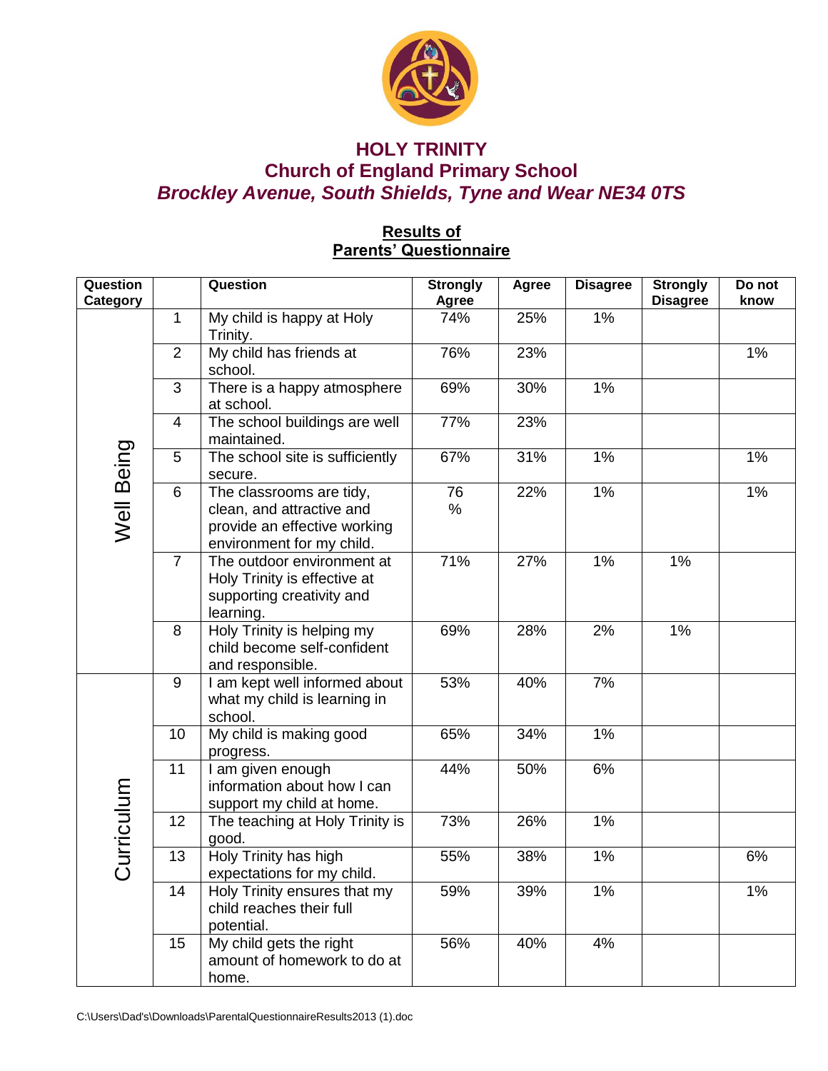# HOLY TRINITY
## Church of England Primary School
### *Brockley Avenue, South Shields, Tyne and Wear NE34 0TS*

**Results of Parents' Questionnaire**

| Question Category | | Question | Strongly Agree | Agree | Disagree | Strongly Disagree | Do not know |
|---|---|---|---|---|---|---|---|
| Well Being | 1 | My child is happy at Holy Trinity. | 74% | 25% | 1% | | |
| | 2 | My child has friends at school. | 76% | 23% | | | 1% |
| | 3 | There is a happy atmosphere at school. | 69% | 30% | 1% | | |
| | 4 | The school buildings are well maintained. | 77% | 23% | | | |
| | 5 | The school site is sufficiently secure. | 67% | 31% | 1% | | 1% |
| | 6 | The classrooms are tidy, clean, and attractive and provide an effective working environment for my child. | 76 % | 22% | 1% | | 1% |
| | 7 | The outdoor environment at Holy Trinity is effective at supporting creativity and learning. | 71% | 27% | 1% | 1% | |
| | 8 | Holy Trinity is helping my child become self-confident and responsible. | 69% | 28% | 2% | 1% | |
| Curriculum | 9 | I am kept well informed about what my child is learning in school. | 53% | 40% | 7% | | |
| | 10 | My child is making good progress. | 65% | 34% | 1% | | |
| | 11 | I am given enough information about how I can support my child at home. | 44% | 50% | 6% | | |
| | 12 | The teaching at Holy Trinity is good. | 73% | 26% | 1% | | |
| | 13 | Holy Trinity has high expectations for my child. | 55% | 38% | 1% | | 6% |
| | 14 | Holy Trinity ensures that my child reaches their full potential. | 59% | 39% | 1% | | 1% |
| | 15 | My child gets the right amount of homework to do at home. | 56% | 40% | 4% | | |

C:\Users\Dad's\Downloads\ParentalQuestionnaireResults2013 (1).doc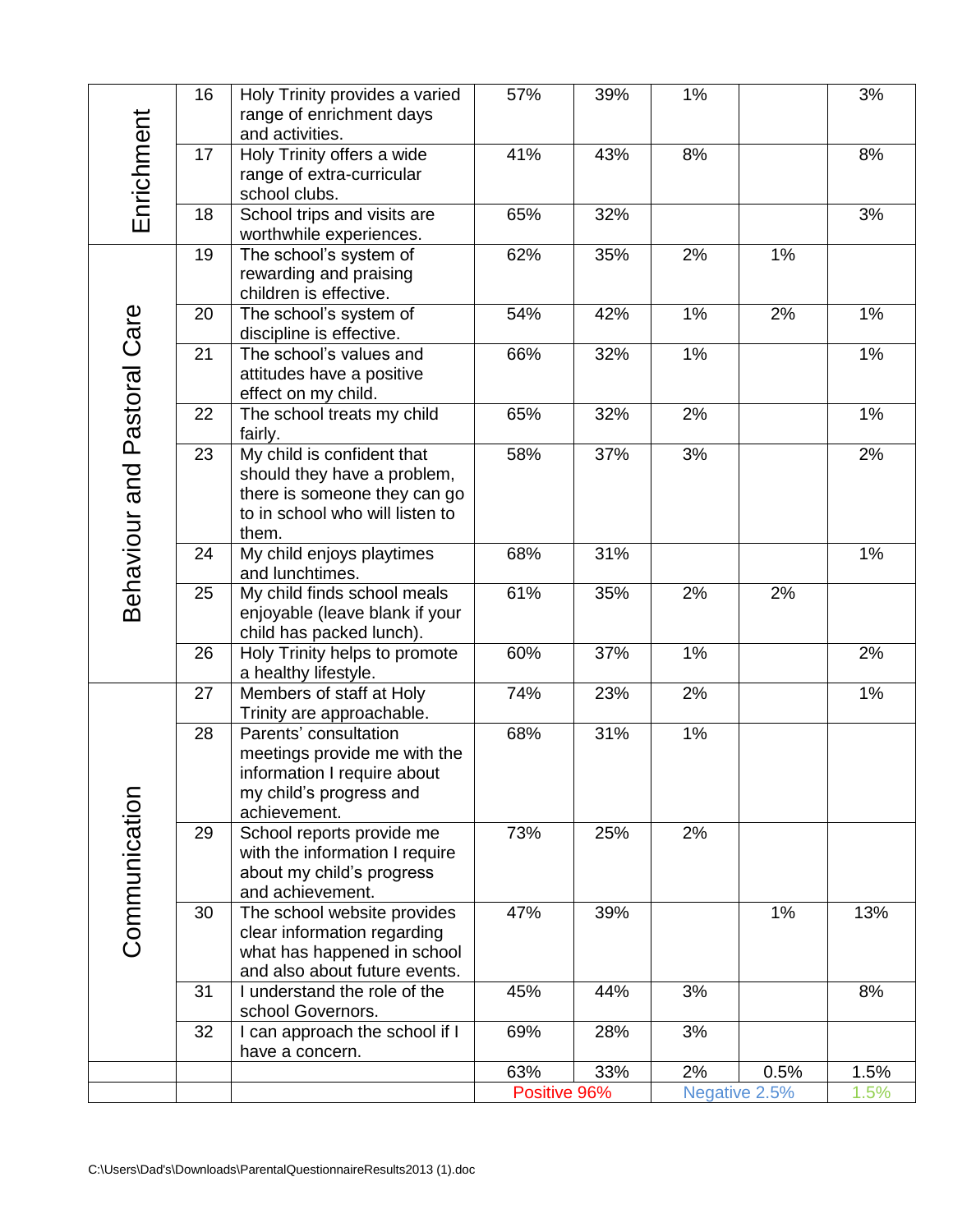| | | | | | | | |
|---|---|---|---|---|---|---|---|
| Enrichment | 16 | Holy Trinity provides a varied range of enrichment days and activities. | 57% | 39% | 1% | | 3% |
| | 17 | Holy Trinity offers a wide range of extra-curricular school clubs. | 41% | 43% | 8% | | 8% |
| | 18 | School trips and visits are worthwhile experiences. | 65% | 32% | | | 3% |
| Behaviour and Pastoral Care | 19 | The school's system of rewarding and praising children is effective. | 62% | 35% | 2% | 1% | |
| | 20 | The school's system of discipline is effective. | 54% | 42% | 1% | 2% | 1% |
| | 21 | The school's values and attitudes have a positive effect on my child. | 66% | 32% | 1% | | 1% |
| | 22 | The school treats my child fairly. | 65% | 32% | 2% | | 1% |
| | 23 | My child is confident that should they have a problem, there is someone they can go to in school who will listen to them. | 58% | 37% | 3% | | 2% |
| | 24 | My child enjoys playtimes and lunchtimes. | 68% | 31% | | | 1% |
| | 25 | My child finds school meals enjoyable (leave blank if your child has packed lunch). | 61% | 35% | 2% | 2% | |
| | 26 | Holy Trinity helps to promote a healthy lifestyle. | 60% | 37% | 1% | | 2% |
| Communication | 27 | Members of staff at Holy Trinity are approachable. | 74% | 23% | 2% | | 1% |
| | 28 | Parents' consultation meetings provide me with the information I require about my child's progress and achievement. | 68% | 31% | 1% | | |
| | 29 | School reports provide me with the information I require about my child's progress and achievement. | 73% | 25% | 2% | | |
| | 30 | The school website provides clear information regarding what has happened in school and also about future events. | 47% | 39% | | 1% | 13% |
| | 31 | I understand the role of the school Governors. | 45% | 44% | 3% | | 8% |
| | 32 | I can approach the school if I have a concern. | 69% | 28% | 3% | | |
| | | | 63% | 33% | 2% | 0.5% | 1.5% |
| | | | Positive 96% | | Negative 2.5% | | 1.5% |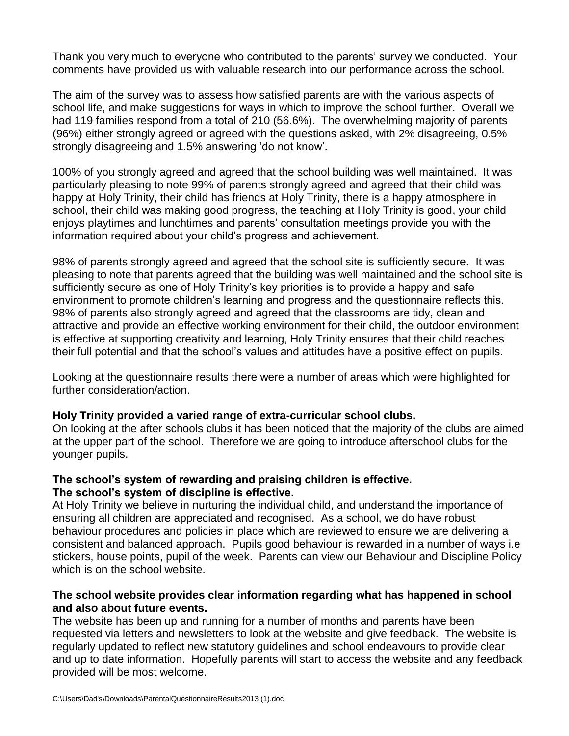Thank you very much to everyone who contributed to the parents' survey we conducted. Your comments have provided us with valuable research into our performance across the school.

The aim of the survey was to assess how satisfied parents are with the various aspects of school life, and make suggestions for ways in which to improve the school further. Overall we had 119 families respond from a total of 210 (56.6%). The overwhelming majority of parents (96%) either strongly agreed or agreed with the questions asked, with 2% disagreeing, 0.5% strongly disagreeing and 1.5% answering 'do not know'.

100% of you strongly agreed and agreed that the school building was well maintained. It was particularly pleasing to note 99% of parents strongly agreed and agreed that their child was happy at Holy Trinity, their child has friends at Holy Trinity, there is a happy atmosphere in school, their child was making good progress, the teaching at Holy Trinity is good, your child enjoys playtimes and lunchtimes and parents' consultation meetings provide you with the information required about your child's progress and achievement.

98% of parents strongly agreed and agreed that the school site is sufficiently secure. It was pleasing to note that parents agreed that the building was well maintained and the school site is sufficiently secure as one of Holy Trinity's key priorities is to provide a happy and safe environment to promote children's learning and progress and the questionnaire reflects this. 98% of parents also strongly agreed and agreed that the classrooms are tidy, clean and attractive and provide an effective working environment for their child, the outdoor environment is effective at supporting creativity and learning, Holy Trinity ensures that their child reaches their full potential and that the school's values and attitudes have a positive effect on pupils.

Looking at the questionnaire results there were a number of areas which were highlighted for further consideration/action.

**Holy Trinity provided a varied range of extra-curricular school clubs.**

On looking at the after schools clubs it has been noticed that the majority of the clubs are aimed at the upper part of the school. Therefore we are going to introduce afterschool clubs for the younger pupils.

**The school's system of rewarding and praising children is effective.**
**The school's system of discipline is effective.**

At Holy Trinity we believe in nurturing the individual child, and understand the importance of ensuring all children are appreciated and recognised. As a school, we do have robust behaviour procedures and policies in place which are reviewed to ensure we are delivering a consistent and balanced approach. Pupils good behaviour is rewarded in a number of ways i.e stickers, house points, pupil of the week. Parents can view our Behaviour and Discipline Policy which is on the school website.

**The school website provides clear information regarding what has happened in school and also about future events.**

The website has been up and running for a number of months and parents have been requested via letters and newsletters to look at the website and give feedback. The website is regularly updated to reflect new statutory guidelines and school endeavours to provide clear and up to date information. Hopefully parents will start to access the website and any feedback provided will be most welcome.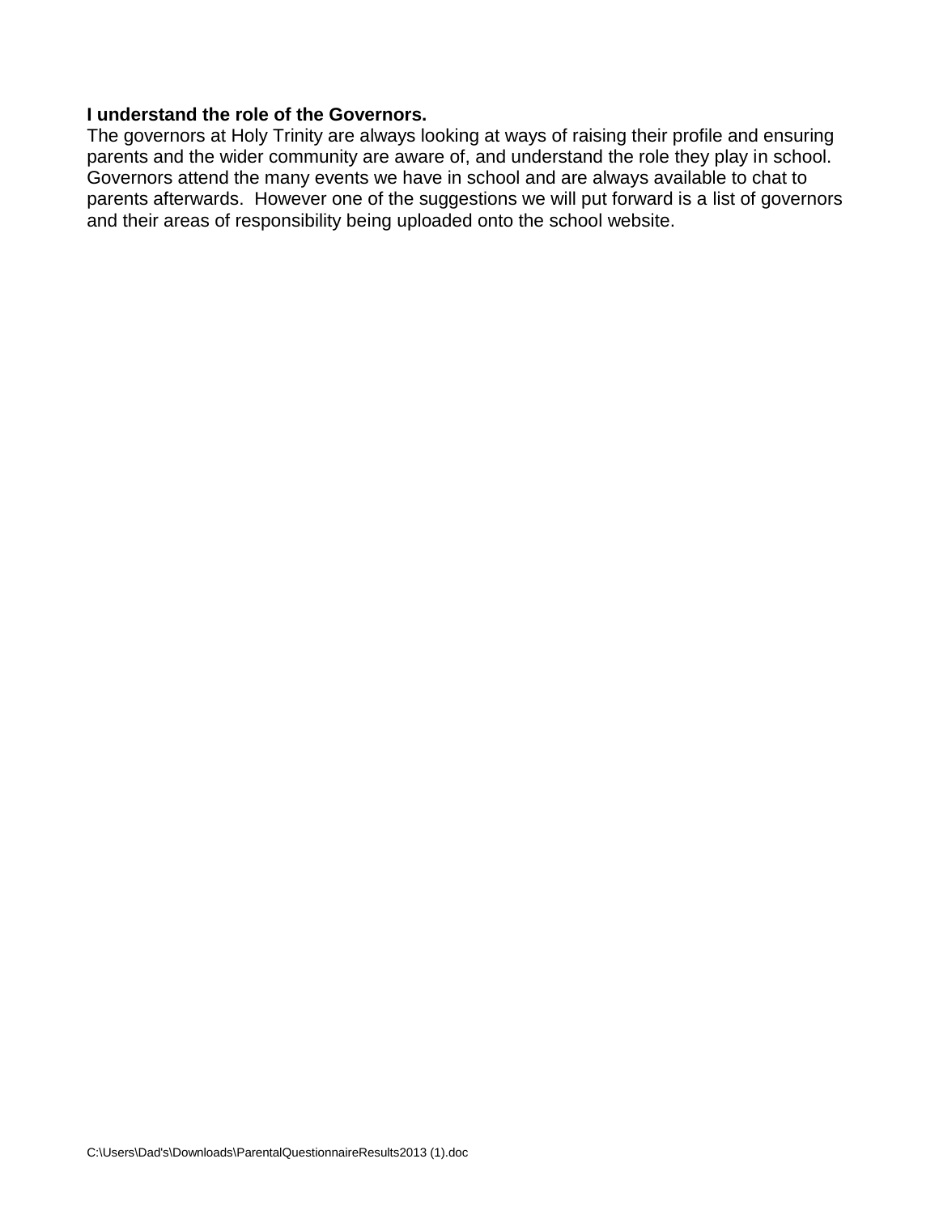**I understand the role of the Governors.**

The governors at Holy Trinity are always looking at ways of raising their profile and ensuring parents and the wider community are aware of, and understand the role they play in school. Governors attend the many events we have in school and are always available to chat to parents afterwards. However one of the suggestions we will put forward is a list of governors and their areas of responsibility being uploaded onto the school website.